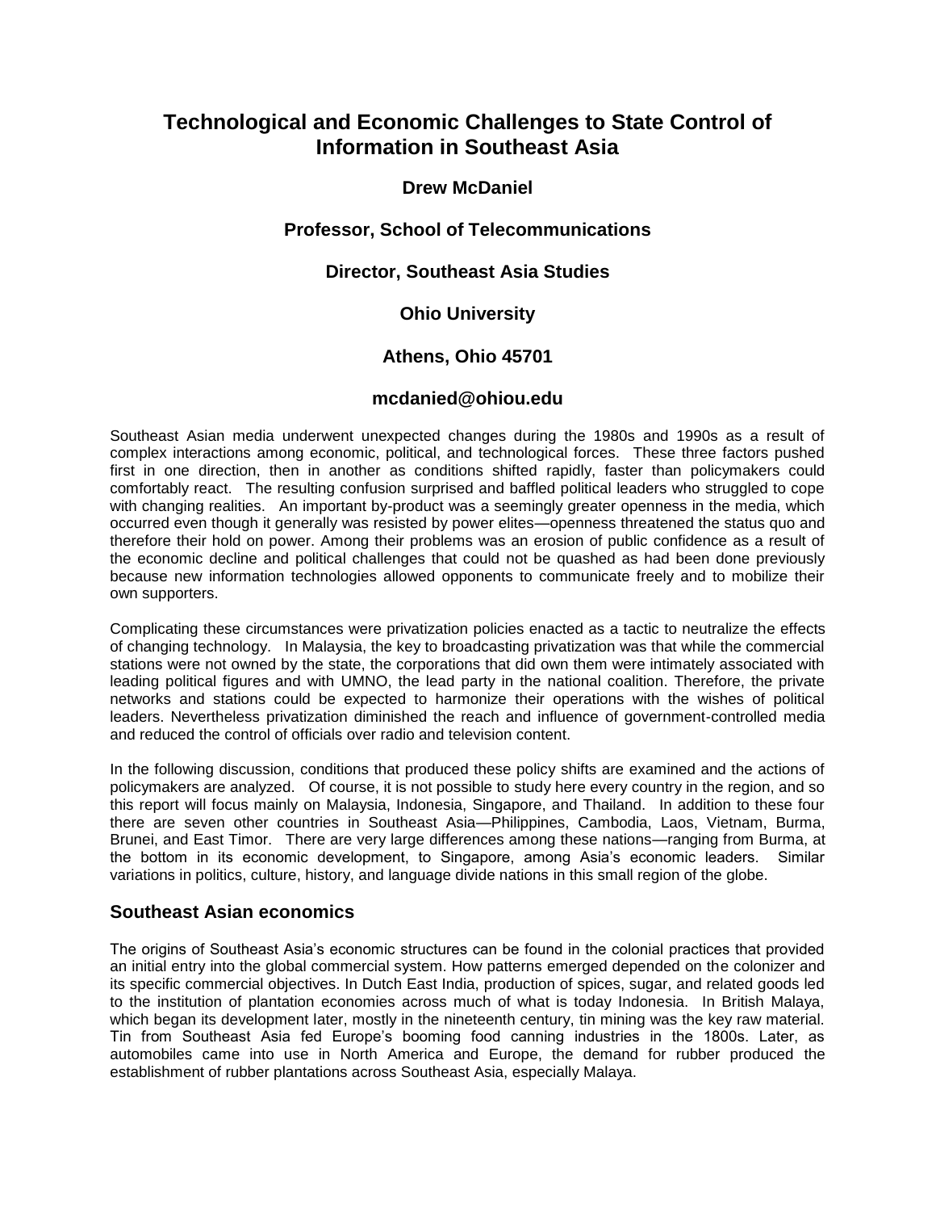# Technological and Economic Challenges to State Control of Information in Southeast Asia

**Drew McDaniel**

**Professor, School of Telecommunications**

**Director, Southeast Asia Studies**

**Ohio University**

**Athens, Ohio 45701**

**mcdanied@ohiou.edu**

Southeast Asian media underwent unexpected changes during the 1980s and 1990s as a result of complex interactions among economic, political, and technological forces. These three factors pushed first in one direction, then in another as conditions shifted rapidly, faster than policymakers could comfortably react. The resulting confusion surprised and baffled political leaders who struggled to cope with changing realities. An important by-product was a seemingly greater openness in the media, which occurred even though it generally was resisted by power elites—openness threatened the status quo and therefore their hold on power. Among their problems was an erosion of public confidence as a result of the economic decline and political challenges that could not be quashed as had been done previously because new information technologies allowed opponents to communicate freely and to mobilize their own supporters.

Complicating these circumstances were privatization policies enacted as a tactic to neutralize the effects of changing technology. In Malaysia, the key to broadcasting privatization was that while the commercial stations were not owned by the state, the corporations that did own them were intimately associated with leading political figures and with UMNO, the lead party in the national coalition. Therefore, the private networks and stations could be expected to harmonize their operations with the wishes of political leaders. Nevertheless privatization diminished the reach and influence of government-controlled media and reduced the control of officials over radio and television content.

In the following discussion, conditions that produced these policy shifts are examined and the actions of policymakers are analyzed. Of course, it is not possible to study here every country in the region, and so this report will focus mainly on Malaysia, Indonesia, Singapore, and Thailand. In addition to these four there are seven other countries in Southeast Asia—Philippines, Cambodia, Laos, Vietnam, Burma, Brunei, and East Timor. There are very large differences among these nations—ranging from Burma, at the bottom in its economic development, to Singapore, among Asia's economic leaders. Similar variations in politics, culture, history, and language divide nations in this small region of the globe.

## Southeast Asian economics

The origins of Southeast Asia's economic structures can be found in the colonial practices that provided an initial entry into the global commercial system. How patterns emerged depended on the colonizer and its specific commercial objectives. In Dutch East India, production of spices, sugar, and related goods led to the institution of plantation economies across much of what is today Indonesia. In British Malaya, which began its development later, mostly in the nineteenth century, tin mining was the key raw material. Tin from Southeast Asia fed Europe's booming food canning industries in the 1800s. Later, as automobiles came into use in North America and Europe, the demand for rubber produced the establishment of rubber plantations across Southeast Asia, especially Malaya.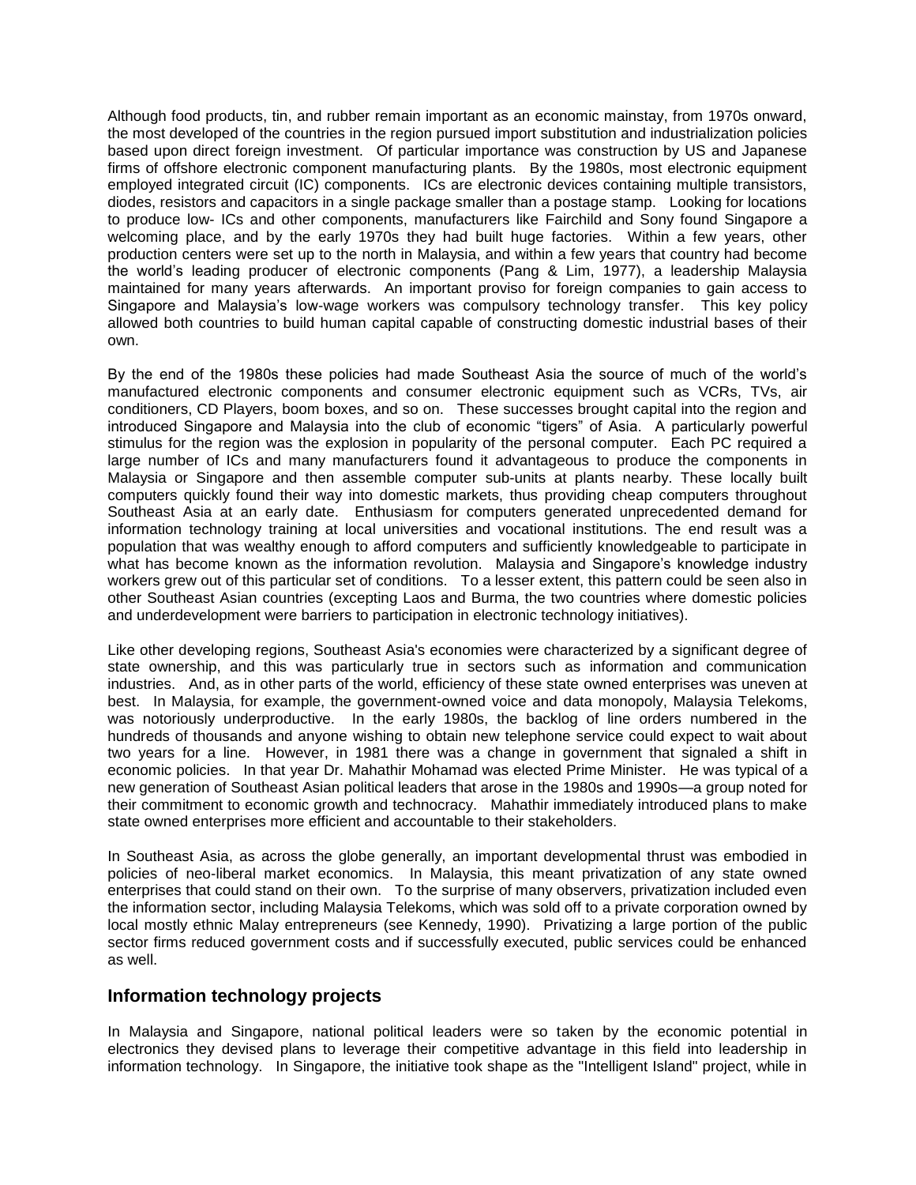Although food products, tin, and rubber remain important as an economic mainstay, from 1970s onward, the most developed of the countries in the region pursued import substitution and industrialization policies based upon direct foreign investment. Of particular importance was construction by US and Japanese firms of offshore electronic component manufacturing plants. By the 1980s, most electronic equipment employed integrated circuit (IC) components. ICs are electronic devices containing multiple transistors, diodes, resistors and capacitors in a single package smaller than a postage stamp. Looking for locations to produce low- ICs and other components, manufacturers like Fairchild and Sony found Singapore a welcoming place, and by the early 1970s they had built huge factories. Within a few years, other production centers were set up to the north in Malaysia, and within a few years that country had become the world's leading producer of electronic components (Pang & Lim, 1977), a leadership Malaysia maintained for many years afterwards. An important proviso for foreign companies to gain access to Singapore and Malaysia's low-wage workers was compulsory technology transfer. This key policy allowed both countries to build human capital capable of constructing domestic industrial bases of their own.

By the end of the 1980s these policies had made Southeast Asia the source of much of the world's manufactured electronic components and consumer electronic equipment such as VCRs, TVs, air conditioners, CD Players, boom boxes, and so on. These successes brought capital into the region and introduced Singapore and Malaysia into the club of economic "tigers" of Asia. A particularly powerful stimulus for the region was the explosion in popularity of the personal computer. Each PC required a large number of ICs and many manufacturers found it advantageous to produce the components in Malaysia or Singapore and then assemble computer sub-units at plants nearby. These locally built computers quickly found their way into domestic markets, thus providing cheap computers throughout Southeast Asia at an early date. Enthusiasm for computers generated unprecedented demand for information technology training at local universities and vocational institutions. The end result was a population that was wealthy enough to afford computers and sufficiently knowledgeable to participate in what has become known as the information revolution. Malaysia and Singapore's knowledge industry workers grew out of this particular set of conditions. To a lesser extent, this pattern could be seen also in other Southeast Asian countries (excepting Laos and Burma, the two countries where domestic policies and underdevelopment were barriers to participation in electronic technology initiatives).

Like other developing regions, Southeast Asia's economies were characterized by a significant degree of state ownership, and this was particularly true in sectors such as information and communication industries. And, as in other parts of the world, efficiency of these state owned enterprises was uneven at best. In Malaysia, for example, the government-owned voice and data monopoly, Malaysia Telekoms, was notoriously underproductive. In the early 1980s, the backlog of line orders numbered in the hundreds of thousands and anyone wishing to obtain new telephone service could expect to wait about two years for a line. However, in 1981 there was a change in government that signaled a shift in economic policies. In that year Dr. Mahathir Mohamad was elected Prime Minister. He was typical of a new generation of Southeast Asian political leaders that arose in the 1980s and 1990s—a group noted for their commitment to economic growth and technocracy. Mahathir immediately introduced plans to make state owned enterprises more efficient and accountable to their stakeholders.

In Southeast Asia, as across the globe generally, an important developmental thrust was embodied in policies of neo-liberal market economics. In Malaysia, this meant privatization of any state owned enterprises that could stand on their own. To the surprise of many observers, privatization included even the information sector, including Malaysia Telekoms, which was sold off to a private corporation owned by local mostly ethnic Malay entrepreneurs (see Kennedy, 1990). Privatizing a large portion of the public sector firms reduced government costs and if successfully executed, public services could be enhanced as well.

## Information technology projects

In Malaysia and Singapore, national political leaders were so taken by the economic potential in electronics they devised plans to leverage their competitive advantage in this field into leadership in information technology. In Singapore, the initiative took shape as the "Intelligent Island" project, while in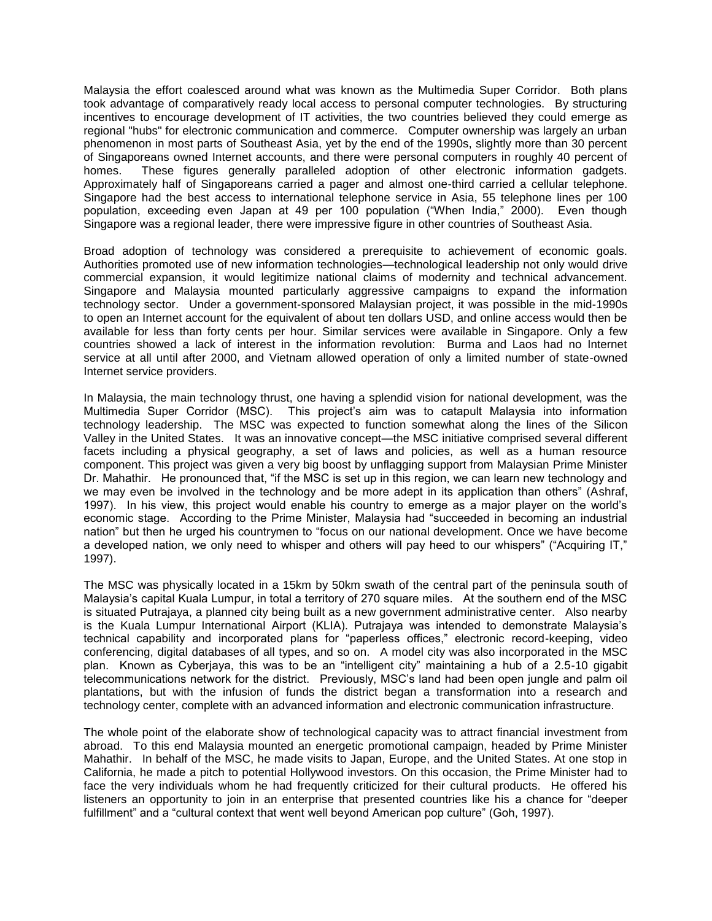Malaysia the effort coalesced around what was known as the Multimedia Super Corridor. Both plans took advantage of comparatively ready local access to personal computer technologies. By structuring incentives to encourage development of IT activities, the two countries believed they could emerge as regional "hubs" for electronic communication and commerce. Computer ownership was largely an urban phenomenon in most parts of Southeast Asia, yet by the end of the 1990s, slightly more than 30 percent of Singaporeans owned Internet accounts, and there were personal computers in roughly 40 percent of homes. These figures generally paralleled adoption of other electronic information gadgets. Approximately half of Singaporeans carried a pager and almost one-third carried a cellular telephone. Singapore had the best access to international telephone service in Asia, 55 telephone lines per 100 population, exceeding even Japan at 49 per 100 population ("When India," 2000). Even though Singapore was a regional leader, there were impressive figure in other countries of Southeast Asia.

Broad adoption of technology was considered a prerequisite to achievement of economic goals. Authorities promoted use of new information technologies—technological leadership not only would drive commercial expansion, it would legitimize national claims of modernity and technical advancement. Singapore and Malaysia mounted particularly aggressive campaigns to expand the information technology sector. Under a government-sponsored Malaysian project, it was possible in the mid-1990s to open an Internet account for the equivalent of about ten dollars USD, and online access would then be available for less than forty cents per hour. Similar services were available in Singapore. Only a few countries showed a lack of interest in the information revolution: Burma and Laos had no Internet service at all until after 2000, and Vietnam allowed operation of only a limited number of state-owned Internet service providers.

In Malaysia, the main technology thrust, one having a splendid vision for national development, was the Multimedia Super Corridor (MSC). This project's aim was to catapult Malaysia into information technology leadership. The MSC was expected to function somewhat along the lines of the Silicon Valley in the United States. It was an innovative concept—the MSC initiative comprised several different facets including a physical geography, a set of laws and policies, as well as a human resource component. This project was given a very big boost by unflagging support from Malaysian Prime Minister Dr. Mahathir. He pronounced that, "if the MSC is set up in this region, we can learn new technology and we may even be involved in the technology and be more adept in its application than others" (Ashraf, 1997). In his view, this project would enable his country to emerge as a major player on the world's economic stage. According to the Prime Minister, Malaysia had "succeeded in becoming an industrial nation" but then he urged his countrymen to "focus on our national development. Once we have become a developed nation, we only need to whisper and others will pay heed to our whispers" ("Acquiring IT," 1997).

The MSC was physically located in a 15km by 50km swath of the central part of the peninsula south of Malaysia's capital Kuala Lumpur, in total a territory of 270 square miles. At the southern end of the MSC is situated Putrajaya, a planned city being built as a new government administrative center. Also nearby is the Kuala Lumpur International Airport (KLIA). Putrajaya was intended to demonstrate Malaysia's technical capability and incorporated plans for "paperless offices," electronic record-keeping, video conferencing, digital databases of all types, and so on. A model city was also incorporated in the MSC plan. Known as Cyberjaya, this was to be an "intelligent city" maintaining a hub of a 2.5-10 gigabit telecommunications network for the district. Previously, MSC's land had been open jungle and palm oil plantations, but with the infusion of funds the district began a transformation into a research and technology center, complete with an advanced information and electronic communication infrastructure.

The whole point of the elaborate show of technological capacity was to attract financial investment from abroad. To this end Malaysia mounted an energetic promotional campaign, headed by Prime Minister Mahathir. In behalf of the MSC, he made visits to Japan, Europe, and the United States. At one stop in California, he made a pitch to potential Hollywood investors. On this occasion, the Prime Minister had to face the very individuals whom he had frequently criticized for their cultural products. He offered his listeners an opportunity to join in an enterprise that presented countries like his a chance for "deeper fulfillment" and a "cultural context that went well beyond American pop culture" (Goh, 1997).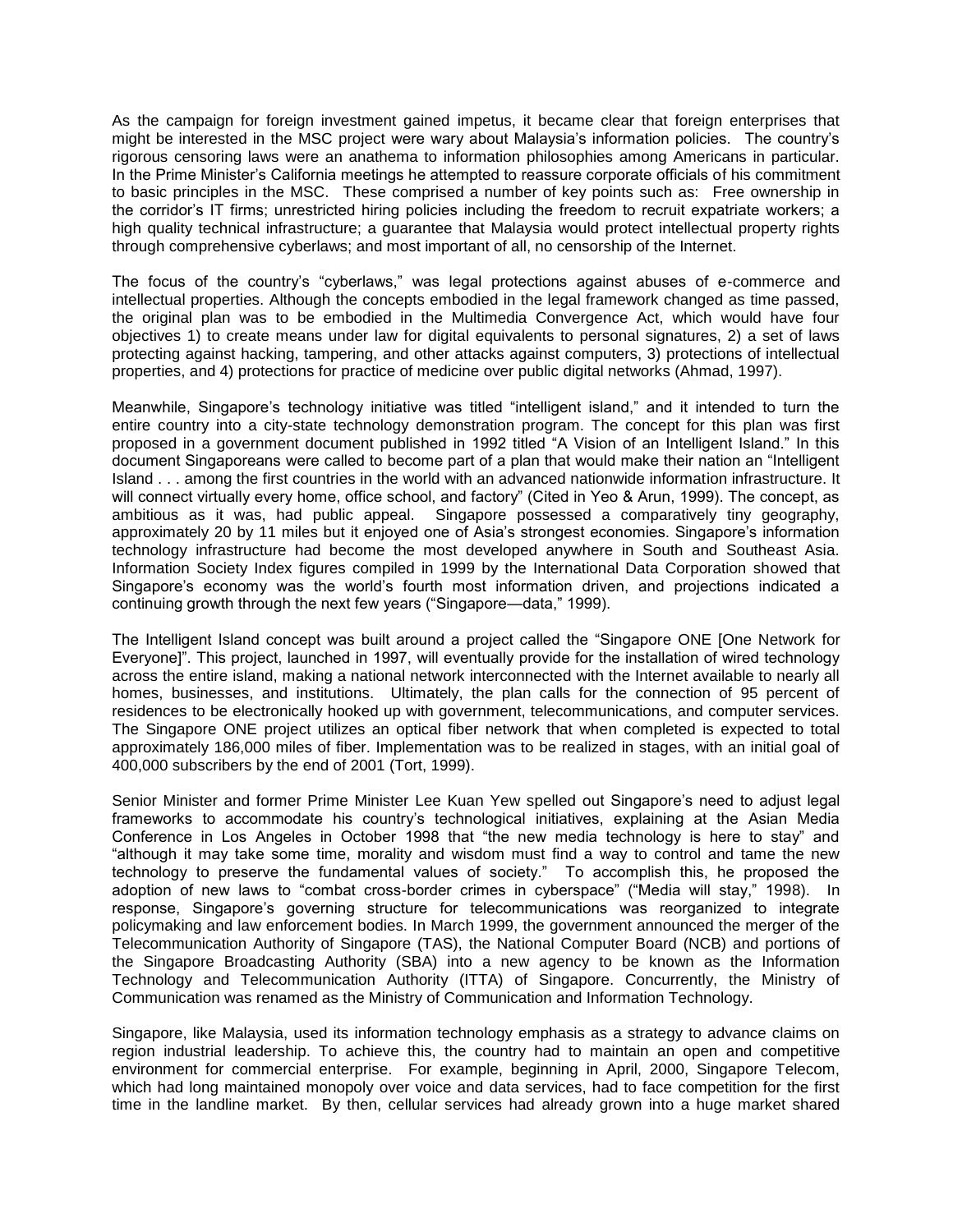As the campaign for foreign investment gained impetus, it became clear that foreign enterprises that might be interested in the MSC project were wary about Malaysia's information policies. The country's rigorous censoring laws were an anathema to information philosophies among Americans in particular. In the Prime Minister's California meetings he attempted to reassure corporate officials of his commitment to basic principles in the MSC. These comprised a number of key points such as: Free ownership in the corridor's IT firms; unrestricted hiring policies including the freedom to recruit expatriate workers; a high quality technical infrastructure; a guarantee that Malaysia would protect intellectual property rights through comprehensive cyberlaws; and most important of all, no censorship of the Internet.

The focus of the country's "cyberlaws," was legal protections against abuses of e-commerce and intellectual properties. Although the concepts embodied in the legal framework changed as time passed, the original plan was to be embodied in the Multimedia Convergence Act, which would have four objectives 1) to create means under law for digital equivalents to personal signatures, 2) a set of laws protecting against hacking, tampering, and other attacks against computers, 3) protections of intellectual properties, and 4) protections for practice of medicine over public digital networks (Ahmad, 1997).

Meanwhile, Singapore's technology initiative was titled "intelligent island," and it intended to turn the entire country into a city-state technology demonstration program. The concept for this plan was first proposed in a government document published in 1992 titled "A Vision of an Intelligent Island." In this document Singaporeans were called to become part of a plan that would make their nation an "Intelligent Island . . . among the first countries in the world with an advanced nationwide information infrastructure. It will connect virtually every home, office school, and factory" (Cited in Yeo & Arun, 1999). The concept, as ambitious as it was, had public appeal. Singapore possessed a comparatively tiny geography, approximately 20 by 11 miles but it enjoyed one of Asia's strongest economies. Singapore's information technology infrastructure had become the most developed anywhere in South and Southeast Asia. Information Society Index figures compiled in 1999 by the International Data Corporation showed that Singapore's economy was the world's fourth most information driven, and projections indicated a continuing growth through the next few years ("Singapore—data," 1999).

The Intelligent Island concept was built around a project called the "Singapore ONE [One Network for Everyone]". This project, launched in 1997, will eventually provide for the installation of wired technology across the entire island, making a national network interconnected with the Internet available to nearly all homes, businesses, and institutions. Ultimately, the plan calls for the connection of 95 percent of residences to be electronically hooked up with government, telecommunications, and computer services. The Singapore ONE project utilizes an optical fiber network that when completed is expected to total approximately 186,000 miles of fiber. Implementation was to be realized in stages, with an initial goal of 400,000 subscribers by the end of 2001 (Tort, 1999).

Senior Minister and former Prime Minister Lee Kuan Yew spelled out Singapore's need to adjust legal frameworks to accommodate his country's technological initiatives, explaining at the Asian Media Conference in Los Angeles in October 1998 that "the new media technology is here to stay" and "although it may take some time, morality and wisdom must find a way to control and tame the new technology to preserve the fundamental values of society." To accomplish this, he proposed the adoption of new laws to "combat cross-border crimes in cyberspace" ("Media will stay," 1998). In response, Singapore's governing structure for telecommunications was reorganized to integrate policymaking and law enforcement bodies. In March 1999, the government announced the merger of the Telecommunication Authority of Singapore (TAS), the National Computer Board (NCB) and portions of the Singapore Broadcasting Authority (SBA) into a new agency to be known as the Information Technology and Telecommunication Authority (ITTA) of Singapore. Concurrently, the Ministry of Communication was renamed as the Ministry of Communication and Information Technology.

Singapore, like Malaysia, used its information technology emphasis as a strategy to advance claims on region industrial leadership. To achieve this, the country had to maintain an open and competitive environment for commercial enterprise. For example, beginning in April, 2000, Singapore Telecom, which had long maintained monopoly over voice and data services, had to face competition for the first time in the landline market. By then, cellular services had already grown into a huge market shared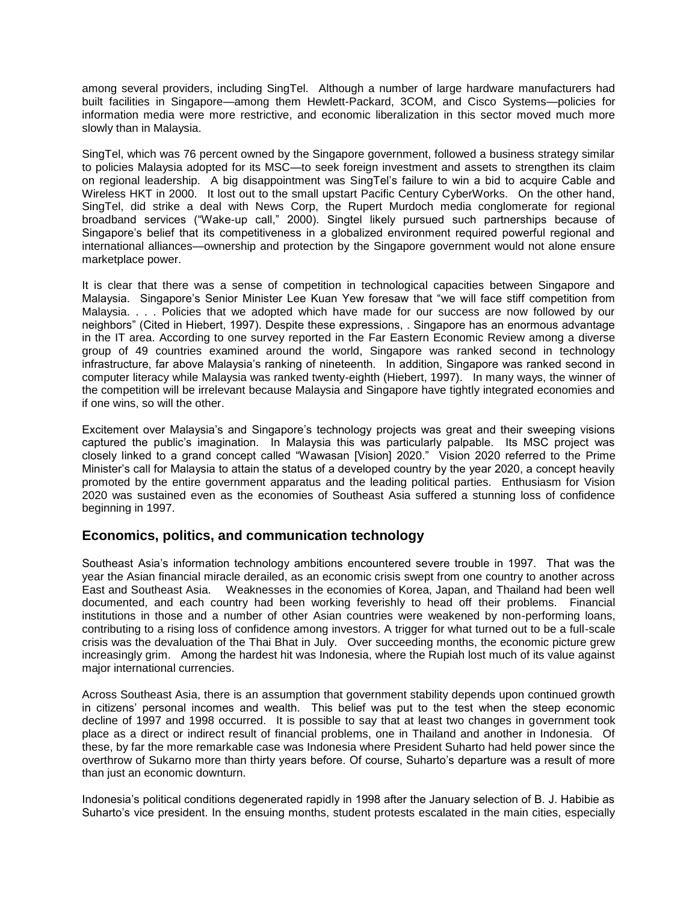among several providers, including SingTel. Although a number of large hardware manufacturers had built facilities in Singapore—among them Hewlett-Packard, 3COM, and Cisco Systems—policies for information media were more restrictive, and economic liberalization in this sector moved much more slowly than in Malaysia.

SingTel, which was 76 percent owned by the Singapore government, followed a business strategy similar to policies Malaysia adopted for its MSC—to seek foreign investment and assets to strengthen its claim on regional leadership. A big disappointment was SingTel's failure to win a bid to acquire Cable and Wireless HKT in 2000. It lost out to the small upstart Pacific Century CyberWorks. On the other hand, SingTel, did strike a deal with News Corp, the Rupert Murdoch media conglomerate for regional broadband services ("Wake-up call," 2000). Singtel likely pursued such partnerships because of Singapore's belief that its competitiveness in a globalized environment required powerful regional and international alliances—ownership and protection by the Singapore government would not alone ensure marketplace power.

It is clear that there was a sense of competition in technological capacities between Singapore and Malaysia. Singapore's Senior Minister Lee Kuan Yew foresaw that "we will face stiff competition from Malaysia. . . . Policies that we adopted which have made for our success are now followed by our neighbors" (Cited in Hiebert, 1997). Despite these expressions, . Singapore has an enormous advantage in the IT area. According to one survey reported in the Far Eastern Economic Review among a diverse group of 49 countries examined around the world, Singapore was ranked second in technology infrastructure, far above Malaysia's ranking of nineteenth. In addition, Singapore was ranked second in computer literacy while Malaysia was ranked twenty-eighth (Hiebert, 1997). In many ways, the winner of the competition will be irrelevant because Malaysia and Singapore have tightly integrated economies and if one wins, so will the other.

Excitement over Malaysia's and Singapore's technology projects was great and their sweeping visions captured the public's imagination. In Malaysia this was particularly palpable. Its MSC project was closely linked to a grand concept called "Wawasan [Vision] 2020." Vision 2020 referred to the Prime Minister's call for Malaysia to attain the status of a developed country by the year 2020, a concept heavily promoted by the entire government apparatus and the leading political parties. Enthusiasm for Vision 2020 was sustained even as the economies of Southeast Asia suffered a stunning loss of confidence beginning in 1997.

## Economics, politics, and communication technology

Southeast Asia's information technology ambitions encountered severe trouble in 1997. That was the year the Asian financial miracle derailed, as an economic crisis swept from one country to another across East and Southeast Asia. Weaknesses in the economies of Korea, Japan, and Thailand had been well documented, and each country had been working feverishly to head off their problems. Financial institutions in those and a number of other Asian countries were weakened by non-performing loans, contributing to a rising loss of confidence among investors. A trigger for what turned out to be a full-scale crisis was the devaluation of the Thai Bhat in July. Over succeeding months, the economic picture grew increasingly grim. Among the hardest hit was Indonesia, where the Rupiah lost much of its value against major international currencies.

Across Southeast Asia, there is an assumption that government stability depends upon continued growth in citizens' personal incomes and wealth. This belief was put to the test when the steep economic decline of 1997 and 1998 occurred. It is possible to say that at least two changes in government took place as a direct or indirect result of financial problems, one in Thailand and another in Indonesia. Of these, by far the more remarkable case was Indonesia where President Suharto had held power since the overthrow of Sukarno more than thirty years before. Of course, Suharto's departure was a result of more than just an economic downturn.

Indonesia's political conditions degenerated rapidly in 1998 after the January selection of B. J. Habibie as Suharto's vice president. In the ensuing months, student protests escalated in the main cities, especially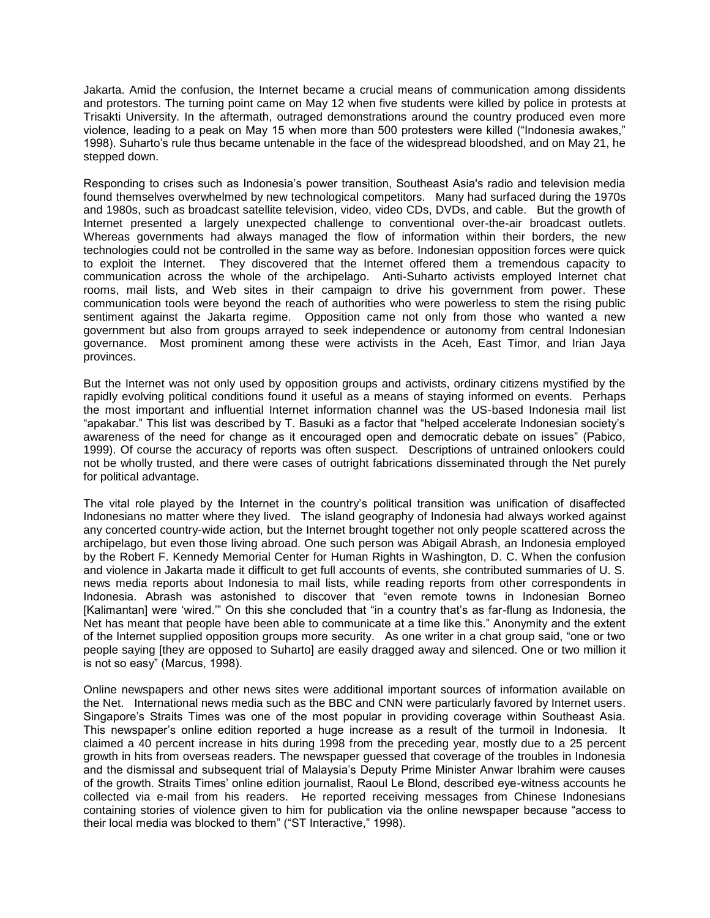Jakarta. Amid the confusion, the Internet became a crucial means of communication among dissidents and protestors. The turning point came on May 12 when five students were killed by police in protests at Trisakti University. In the aftermath, outraged demonstrations around the country produced even more violence, leading to a peak on May 15 when more than 500 protesters were killed ("Indonesia awakes," 1998). Suharto's rule thus became untenable in the face of the widespread bloodshed, and on May 21, he stepped down.

Responding to crises such as Indonesia's power transition, Southeast Asia's radio and television media found themselves overwhelmed by new technological competitors. Many had surfaced during the 1970s and 1980s, such as broadcast satellite television, video, video CDs, DVDs, and cable. But the growth of Internet presented a largely unexpected challenge to conventional over-the-air broadcast outlets. Whereas governments had always managed the flow of information within their borders, the new technologies could not be controlled in the same way as before. Indonesian opposition forces were quick to exploit the Internet. They discovered that the Internet offered them a tremendous capacity to communication across the whole of the archipelago. Anti-Suharto activists employed Internet chat rooms, mail lists, and Web sites in their campaign to drive his government from power. These communication tools were beyond the reach of authorities who were powerless to stem the rising public sentiment against the Jakarta regime. Opposition came not only from those who wanted a new government but also from groups arrayed to seek independence or autonomy from central Indonesian governance. Most prominent among these were activists in the Aceh, East Timor, and Irian Jaya provinces.

But the Internet was not only used by opposition groups and activists, ordinary citizens mystified by the rapidly evolving political conditions found it useful as a means of staying informed on events. Perhaps the most important and influential Internet information channel was the US-based Indonesia mail list "apakabar." This list was described by T. Basuki as a factor that "helped accelerate Indonesian society's awareness of the need for change as it encouraged open and democratic debate on issues" (Pabico, 1999). Of course the accuracy of reports was often suspect. Descriptions of untrained onlookers could not be wholly trusted, and there were cases of outright fabrications disseminated through the Net purely for political advantage.

The vital role played by the Internet in the country's political transition was unification of disaffected Indonesians no matter where they lived. The island geography of Indonesia had always worked against any concerted country-wide action, but the Internet brought together not only people scattered across the archipelago, but even those living abroad. One such person was Abigail Abrash, an Indonesia employed by the Robert F. Kennedy Memorial Center for Human Rights in Washington, D. C. When the confusion and violence in Jakarta made it difficult to get full accounts of events, she contributed summaries of U. S. news media reports about Indonesia to mail lists, while reading reports from other correspondents in Indonesia. Abrash was astonished to discover that "even remote towns in Indonesian Borneo [Kalimantan] were 'wired.'" On this she concluded that "in a country that's as far-flung as Indonesia, the Net has meant that people have been able to communicate at a time like this." Anonymity and the extent of the Internet supplied opposition groups more security. As one writer in a chat group said, "one or two people saying [they are opposed to Suharto] are easily dragged away and silenced. One or two million it is not so easy" (Marcus, 1998).

Online newspapers and other news sites were additional important sources of information available on the Net. International news media such as the BBC and CNN were particularly favored by Internet users. Singapore's Straits Times was one of the most popular in providing coverage within Southeast Asia. This newspaper's online edition reported a huge increase as a result of the turmoil in Indonesia. It claimed a 40 percent increase in hits during 1998 from the preceding year, mostly due to a 25 percent growth in hits from overseas readers. The newspaper guessed that coverage of the troubles in Indonesia and the dismissal and subsequent trial of Malaysia's Deputy Prime Minister Anwar Ibrahim were causes of the growth. Straits Times' online edition journalist, Raoul Le Blond, described eye-witness accounts he collected via e-mail from his readers. He reported receiving messages from Chinese Indonesians containing stories of violence given to him for publication via the online newspaper because "access to their local media was blocked to them" ("ST Interactive," 1998).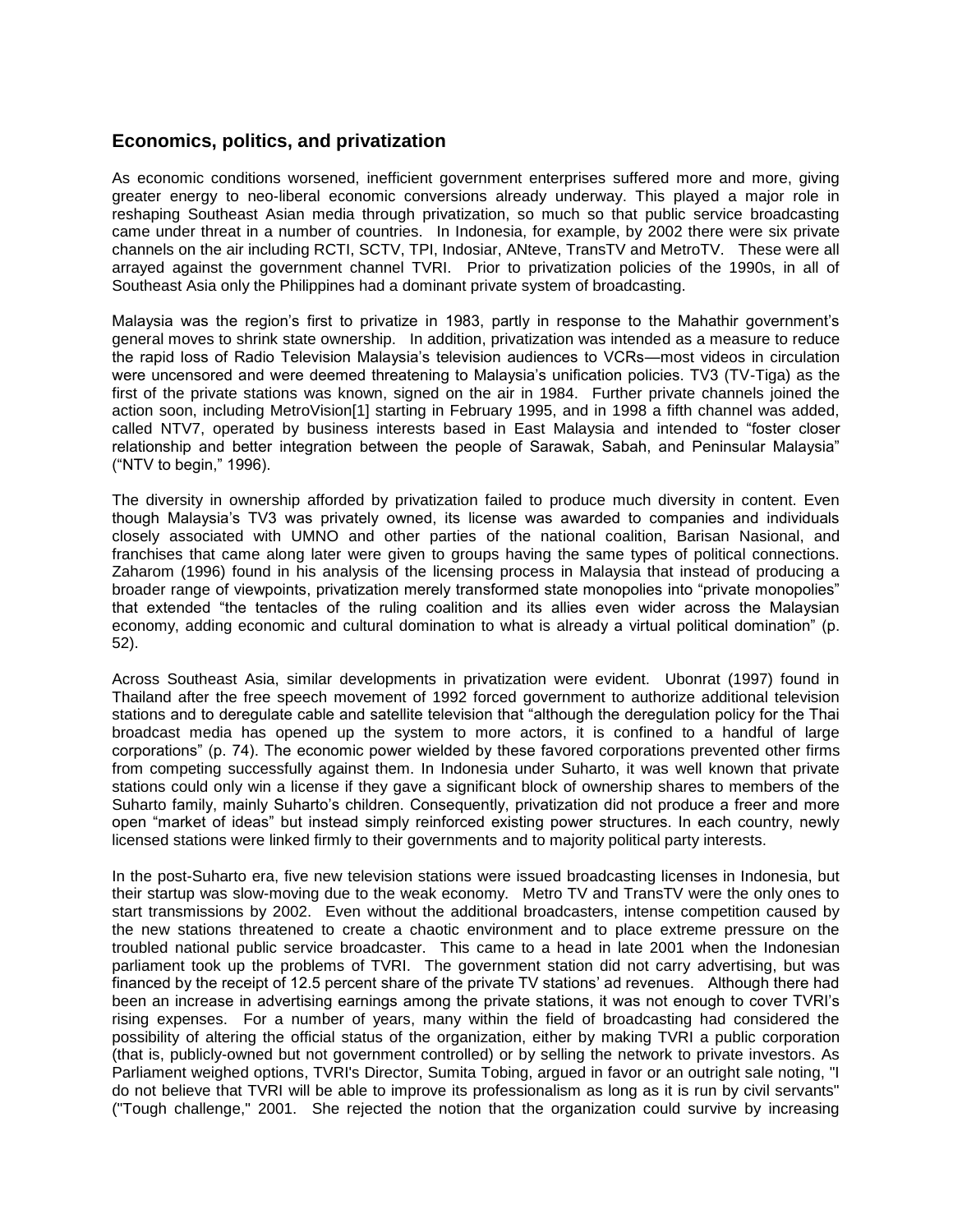## Economics, politics, and privatization

As economic conditions worsened, inefficient government enterprises suffered more and more, giving greater energy to neo-liberal economic conversions already underway. This played a major role in reshaping Southeast Asian media through privatization, so much so that public service broadcasting came under threat in a number of countries. In Indonesia, for example, by 2002 there were six private channels on the air including RCTI, SCTV, TPI, Indosiar, ANteve, TransTV and MetroTV. These were all arrayed against the government channel TVRI. Prior to privatization policies of the 1990s, in all of Southeast Asia only the Philippines had a dominant private system of broadcasting.

Malaysia was the region's first to privatize in 1983, partly in response to the Mahathir government's general moves to shrink state ownership. In addition, privatization was intended as a measure to reduce the rapid loss of Radio Television Malaysia's television audiences to VCRs—most videos in circulation were uncensored and were deemed threatening to Malaysia's unification policies. TV3 (TV-Tiga) as the first of the private stations was known, signed on the air in 1984. Further private channels joined the action soon, including MetroVision[1] starting in February 1995, and in 1998 a fifth channel was added, called NTV7, operated by business interests based in East Malaysia and intended to "foster closer relationship and better integration between the people of Sarawak, Sabah, and Peninsular Malaysia" ("NTV to begin," 1996).

The diversity in ownership afforded by privatization failed to produce much diversity in content. Even though Malaysia's TV3 was privately owned, its license was awarded to companies and individuals closely associated with UMNO and other parties of the national coalition, Barisan Nasional, and franchises that came along later were given to groups having the same types of political connections. Zaharom (1996) found in his analysis of the licensing process in Malaysia that instead of producing a broader range of viewpoints, privatization merely transformed state monopolies into "private monopolies" that extended "the tentacles of the ruling coalition and its allies even wider across the Malaysian economy, adding economic and cultural domination to what is already a virtual political domination" (p. 52).

Across Southeast Asia, similar developments in privatization were evident. Ubonrat (1997) found in Thailand after the free speech movement of 1992 forced government to authorize additional television stations and to deregulate cable and satellite television that "although the deregulation policy for the Thai broadcast media has opened up the system to more actors, it is confined to a handful of large corporations" (p. 74). The economic power wielded by these favored corporations prevented other firms from competing successfully against them. In Indonesia under Suharto, it was well known that private stations could only win a license if they gave a significant block of ownership shares to members of the Suharto family, mainly Suharto's children. Consequently, privatization did not produce a freer and more open "market of ideas" but instead simply reinforced existing power structures. In each country, newly licensed stations were linked firmly to their governments and to majority political party interests.

In the post-Suharto era, five new television stations were issued broadcasting licenses in Indonesia, but their startup was slow-moving due to the weak economy. Metro TV and TransTV were the only ones to start transmissions by 2002. Even without the additional broadcasters, intense competition caused by the new stations threatened to create a chaotic environment and to place extreme pressure on the troubled national public service broadcaster. This came to a head in late 2001 when the Indonesian parliament took up the problems of TVRI. The government station did not carry advertising, but was financed by the receipt of 12.5 percent share of the private TV stations' ad revenues. Although there had been an increase in advertising earnings among the private stations, it was not enough to cover TVRI's rising expenses. For a number of years, many within the field of broadcasting had considered the possibility of altering the official status of the organization, either by making TVRI a public corporation (that is, publicly-owned but not government controlled) or by selling the network to private investors. As Parliament weighed options, TVRI's Director, Sumita Tobing, argued in favor or an outright sale noting, "I do not believe that TVRI will be able to improve its professionalism as long as it is run by civil servants" ("Tough challenge," 2001. She rejected the notion that the organization could survive by increasing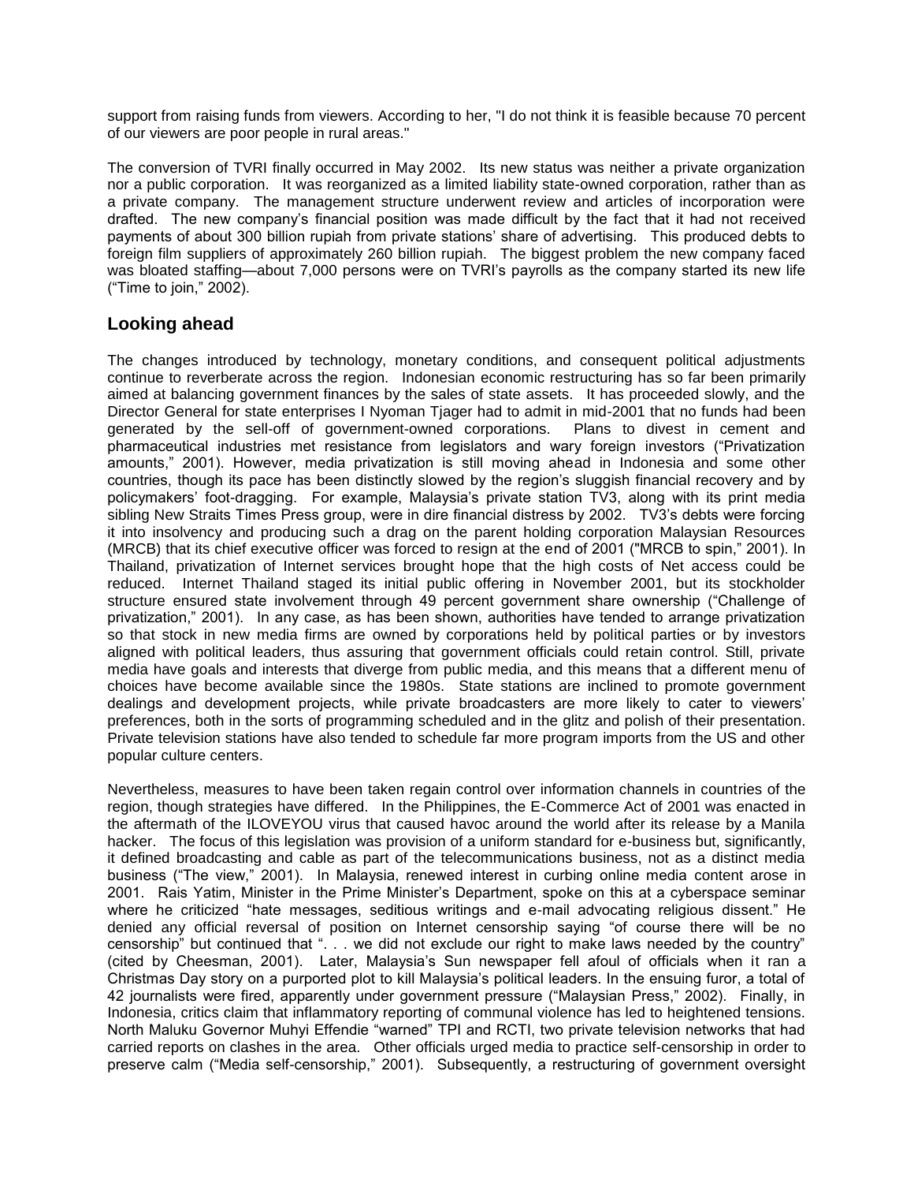support from raising funds from viewers. According to her, "I do not think it is feasible because 70 percent of our viewers are poor people in rural areas."

The conversion of TVRI finally occurred in May 2002. Its new status was neither a private organization nor a public corporation. It was reorganized as a limited liability state-owned corporation, rather than as a private company. The management structure underwent review and articles of incorporation were drafted. The new company's financial position was made difficult by the fact that it had not received payments of about 300 billion rupiah from private stations' share of advertising. This produced debts to foreign film suppliers of approximately 260 billion rupiah. The biggest problem the new company faced was bloated staffing—about 7,000 persons were on TVRI's payrolls as the company started its new life ("Time to join," 2002).

## Looking ahead

The changes introduced by technology, monetary conditions, and consequent political adjustments continue to reverberate across the region. Indonesian economic restructuring has so far been primarily aimed at balancing government finances by the sales of state assets. It has proceeded slowly, and the Director General for state enterprises I Nyoman Tjager had to admit in mid-2001 that no funds had been generated by the sell-off of government-owned corporations. Plans to divest in cement and pharmaceutical industries met resistance from legislators and wary foreign investors ("Privatization amounts," 2001). However, media privatization is still moving ahead in Indonesia and some other countries, though its pace has been distinctly slowed by the region's sluggish financial recovery and by policymakers' foot-dragging. For example, Malaysia's private station TV3, along with its print media sibling New Straits Times Press group, were in dire financial distress by 2002. TV3's debts were forcing it into insolvency and producing such a drag on the parent holding corporation Malaysian Resources (MRCB) that its chief executive officer was forced to resign at the end of 2001 ("MRCB to spin," 2001). In Thailand, privatization of Internet services brought hope that the high costs of Net access could be reduced. Internet Thailand staged its initial public offering in November 2001, but its stockholder structure ensured state involvement through 49 percent government share ownership ("Challenge of privatization," 2001). In any case, as has been shown, authorities have tended to arrange privatization so that stock in new media firms are owned by corporations held by political parties or by investors aligned with political leaders, thus assuring that government officials could retain control. Still, private media have goals and interests that diverge from public media, and this means that a different menu of choices have become available since the 1980s. State stations are inclined to promote government dealings and development projects, while private broadcasters are more likely to cater to viewers' preferences, both in the sorts of programming scheduled and in the glitz and polish of their presentation. Private television stations have also tended to schedule far more program imports from the US and other popular culture centers.

Nevertheless, measures to have been taken regain control over information channels in countries of the region, though strategies have differed. In the Philippines, the E-Commerce Act of 2001 was enacted in the aftermath of the ILOVEYOU virus that caused havoc around the world after its release by a Manila hacker. The focus of this legislation was provision of a uniform standard for e-business but, significantly, it defined broadcasting and cable as part of the telecommunications business, not as a distinct media business ("The view," 2001). In Malaysia, renewed interest in curbing online media content arose in 2001. Rais Yatim, Minister in the Prime Minister's Department, spoke on this at a cyberspace seminar where he criticized "hate messages, seditious writings and e-mail advocating religious dissent." He denied any official reversal of position on Internet censorship saying "of course there will be no censorship" but continued that ". . . we did not exclude our right to make laws needed by the country" (cited by Cheesman, 2001). Later, Malaysia's Sun newspaper fell afoul of officials when it ran a Christmas Day story on a purported plot to kill Malaysia's political leaders. In the ensuing furor, a total of 42 journalists were fired, apparently under government pressure ("Malaysian Press," 2002). Finally, in Indonesia, critics claim that inflammatory reporting of communal violence has led to heightened tensions. North Maluku Governor Muhyi Effendie "warned" TPI and RCTI, two private television networks that had carried reports on clashes in the area. Other officials urged media to practice self-censorship in order to preserve calm ("Media self-censorship," 2001). Subsequently, a restructuring of government oversight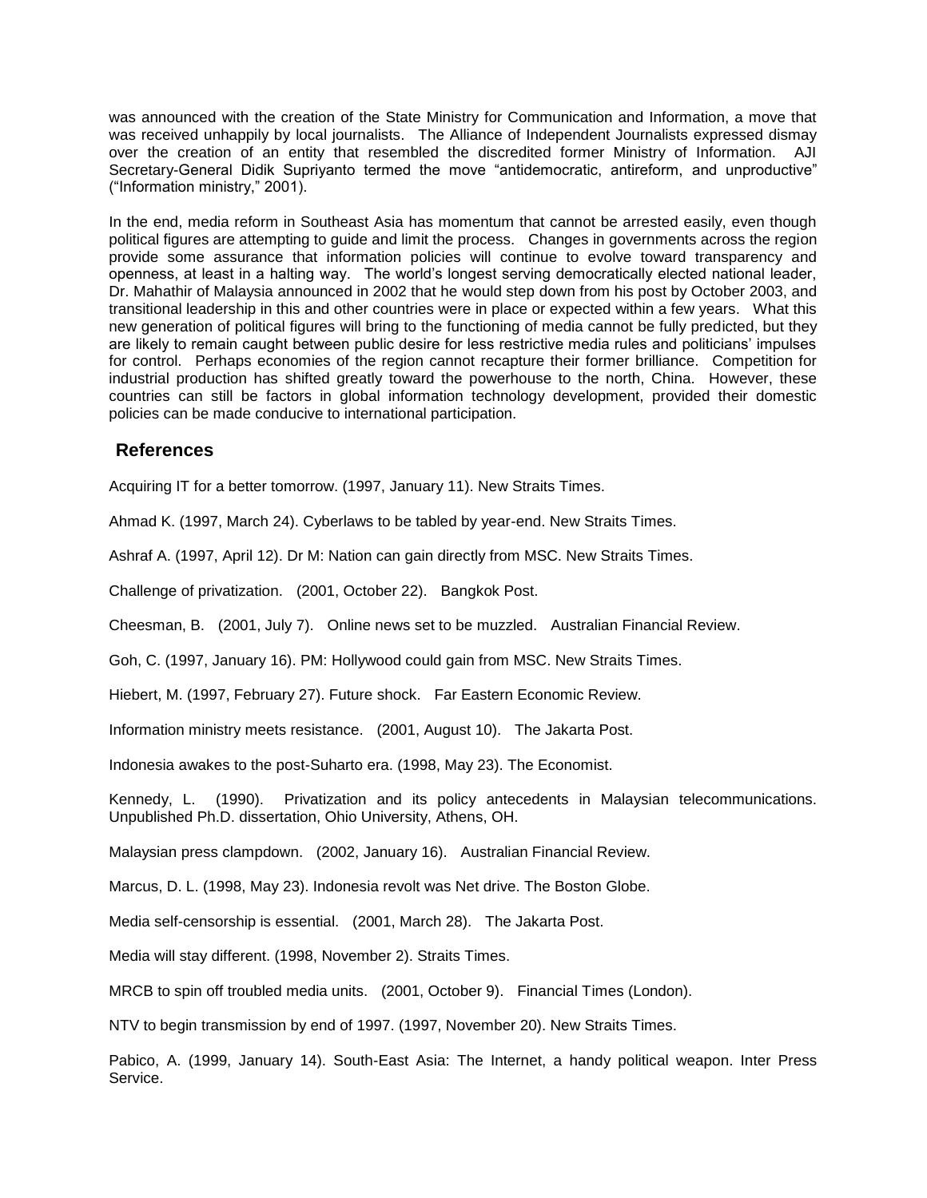was announced with the creation of the State Ministry for Communication and Information, a move that was received unhappily by local journalists. The Alliance of Independent Journalists expressed dismay over the creation of an entity that resembled the discredited former Ministry of Information. AJI Secretary-General Didik Supriyanto termed the move "antidemocratic, antireform, and unproductive" ("Information ministry," 2001).

In the end, media reform in Southeast Asia has momentum that cannot be arrested easily, even though political figures are attempting to guide and limit the process. Changes in governments across the region provide some assurance that information policies will continue to evolve toward transparency and openness, at least in a halting way. The world's longest serving democratically elected national leader, Dr. Mahathir of Malaysia announced in 2002 that he would step down from his post by October 2003, and transitional leadership in this and other countries were in place or expected within a few years. What this new generation of political figures will bring to the functioning of media cannot be fully predicted, but they are likely to remain caught between public desire for less restrictive media rules and politicians' impulses for control. Perhaps economies of the region cannot recapture their former brilliance. Competition for industrial production has shifted greatly toward the powerhouse to the north, China. However, these countries can still be factors in global information technology development, provided their domestic policies can be made conducive to international participation.

## References

Acquiring IT for a better tomorrow. (1997, January 11). New Straits Times.

Ahmad K. (1997, March 24). Cyberlaws to be tabled by year-end. New Straits Times.

Ashraf A. (1997, April 12). Dr M: Nation can gain directly from MSC. New Straits Times.

Challenge of privatization. (2001, October 22). Bangkok Post.

Cheesman, B. (2001, July 7). Online news set to be muzzled. Australian Financial Review.

Goh, C. (1997, January 16). PM: Hollywood could gain from MSC. New Straits Times.

Hiebert, M. (1997, February 27). Future shock. Far Eastern Economic Review.

Information ministry meets resistance. (2001, August 10). The Jakarta Post.

Indonesia awakes to the post-Suharto era. (1998, May 23). The Economist.

Kennedy, L. (1990). Privatization and its policy antecedents in Malaysian telecommunications. Unpublished Ph.D. dissertation, Ohio University, Athens, OH.

Malaysian press clampdown. (2002, January 16). Australian Financial Review.

Marcus, D. L. (1998, May 23). Indonesia revolt was Net drive. The Boston Globe.

Media self-censorship is essential. (2001, March 28). The Jakarta Post.

Media will stay different. (1998, November 2). Straits Times.

MRCB to spin off troubled media units. (2001, October 9). Financial Times (London).

NTV to begin transmission by end of 1997. (1997, November 20). New Straits Times.

Pabico, A. (1999, January 14). South-East Asia: The Internet, a handy political weapon. Inter Press Service.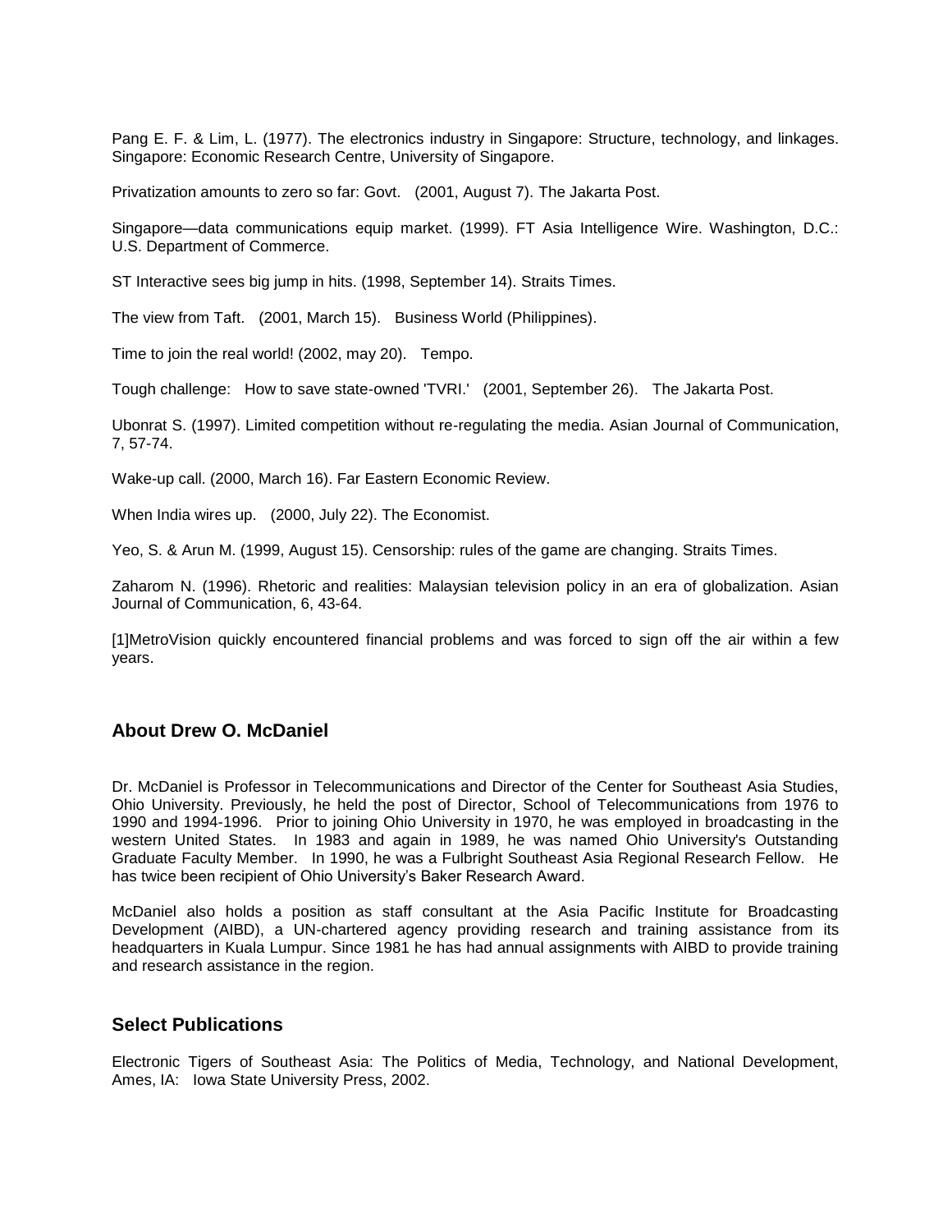Pang E. F. & Lim, L. (1977). The electronics industry in Singapore: Structure, technology, and linkages. Singapore: Economic Research Centre, University of Singapore.

Privatization amounts to zero so far: Govt. (2001, August 7). The Jakarta Post.

Singapore—data communications equip market. (1999). FT Asia Intelligence Wire. Washington, D.C.: U.S. Department of Commerce.

ST Interactive sees big jump in hits. (1998, September 14). Straits Times.

The view from Taft. (2001, March 15). Business World (Philippines).

Time to join the real world! (2002, may 20). Tempo.

Tough challenge: How to save state-owned 'TVRI.' (2001, September 26). The Jakarta Post.

Ubonrat S. (1997). Limited competition without re-regulating the media. Asian Journal of Communication, 7, 57-74.

Wake-up call. (2000, March 16). Far Eastern Economic Review.

When India wires up. (2000, July 22). The Economist.

Yeo, S. & Arun M. (1999, August 15). Censorship: rules of the game are changing. Straits Times.

Zaharom N. (1996). Rhetoric and realities: Malaysian television policy in an era of globalization. Asian Journal of Communication, 6, 43-64.

[1]MetroVision quickly encountered financial problems and was forced to sign off the air within a few years.

## About Drew O. McDaniel

Dr. McDaniel is Professor in Telecommunications and Director of the Center for Southeast Asia Studies, Ohio University. Previously, he held the post of Director, School of Telecommunications from 1976 to 1990 and 1994-1996. Prior to joining Ohio University in 1970, he was employed in broadcasting in the western United States. In 1983 and again in 1989, he was named Ohio University's Outstanding Graduate Faculty Member. In 1990, he was a Fulbright Southeast Asia Regional Research Fellow. He has twice been recipient of Ohio University's Baker Research Award.

McDaniel also holds a position as staff consultant at the Asia Pacific Institute for Broadcasting Development (AIBD), a UN-chartered agency providing research and training assistance from its headquarters in Kuala Lumpur. Since 1981 he has had annual assignments with AIBD to provide training and research assistance in the region.

## Select Publications

Electronic Tigers of Southeast Asia: The Politics of Media, Technology, and National Development, Ames, IA: Iowa State University Press, 2002.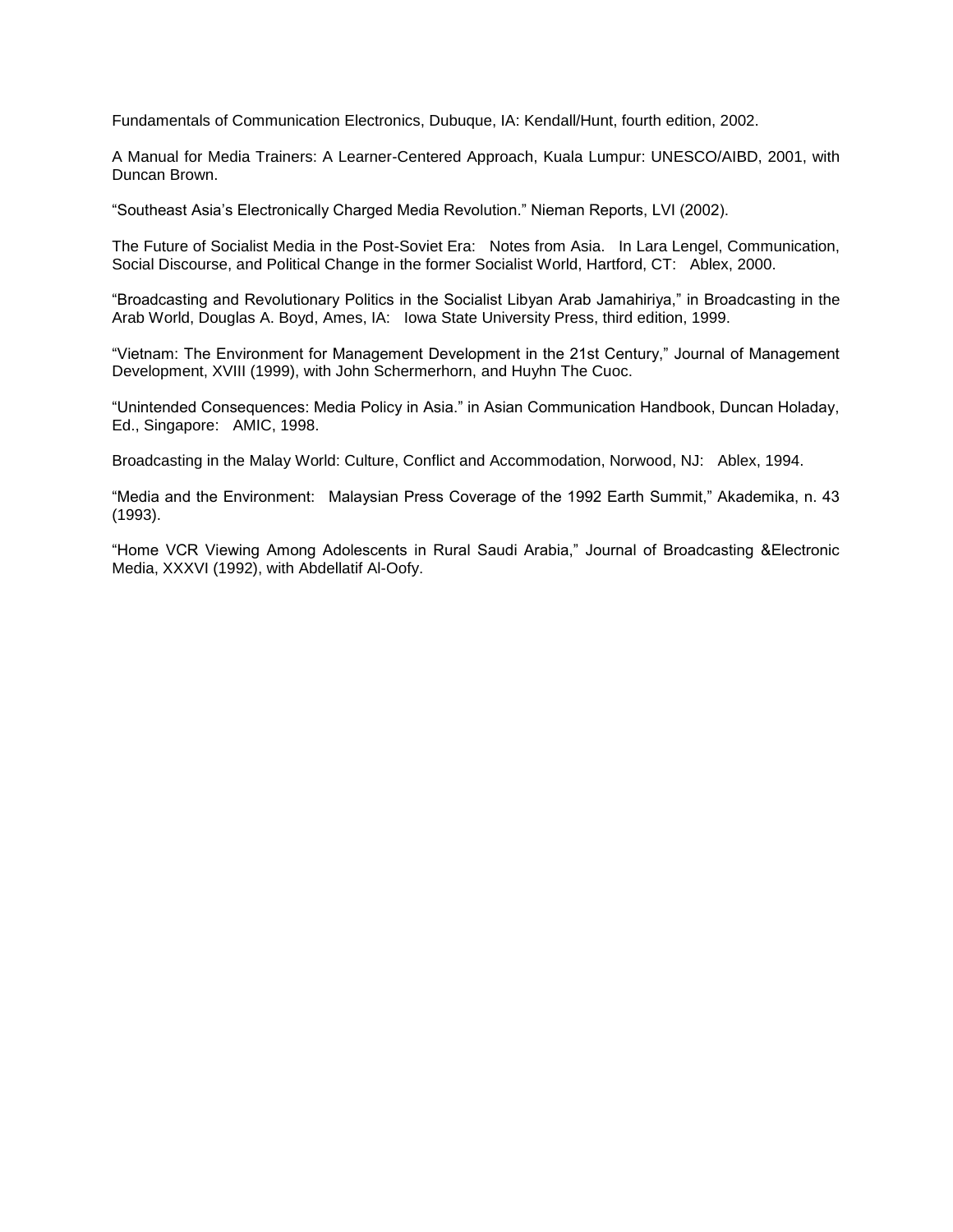Fundamentals of Communication Electronics, Dubuque, IA: Kendall/Hunt, fourth edition, 2002.

A Manual for Media Trainers: A Learner-Centered Approach, Kuala Lumpur: UNESCO/AIBD, 2001, with Duncan Brown.

“Southeast Asia’s Electronically Charged Media Revolution.” Nieman Reports, LVI (2002).

The Future of Socialist Media in the Post-Soviet Era: Notes from Asia. In Lara Lengel, Communication, Social Discourse, and Political Change in the former Socialist World, Hartford, CT: Ablex, 2000.

“Broadcasting and Revolutionary Politics in the Socialist Libyan Arab Jamahiriya,” in Broadcasting in the Arab World, Douglas A. Boyd, Ames, IA: Iowa State University Press, third edition, 1999.

“Vietnam: The Environment for Management Development in the 21st Century,” Journal of Management Development, XVIII (1999), with John Schermerhorn, and Huyhn The Cuoc.

“Unintended Consequences: Media Policy in Asia.” in Asian Communication Handbook, Duncan Holaday, Ed., Singapore: AMIC, 1998.

Broadcasting in the Malay World: Culture, Conflict and Accommodation, Norwood, NJ: Ablex, 1994.

“Media and the Environment: Malaysian Press Coverage of the 1992 Earth Summit,” Akademika, n. 43 (1993).

“Home VCR Viewing Among Adolescents in Rural Saudi Arabia,” Journal of Broadcasting &Electronic Media, XXXVI (1992), with Abdellatif Al-Oofy.